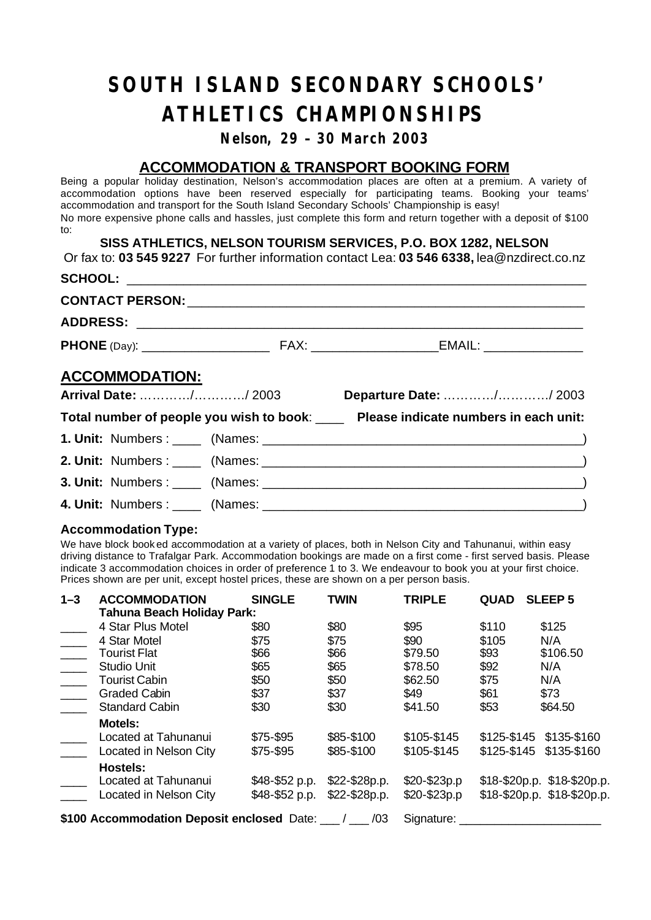# SOUTH ISLAND SECONDARY SCHOOLS' ATHLETICS CHAMPIONSHIPS

**Nelson, 29 – 30 March 2003**

## ACCOMMODATION & TRANSPORT BOOKING FORM

Being a popular holiday destination, Nelson's accommodation places are often at a premium. A variety of accommodation options have been reserved especially for participating teams. Booking your teams' accommodation and transport for the South Island Secondary Schools' Championship is easy!

No more expensive phone calls and hassles, just complete this form and return together with a deposit of $100 to:

**SISS ATHLETICS, NELSON TOURISM SERVICES, P.O. BOX 1282, NELSON**

Or fax to: **03 545 9227** For further information contact Lea: **03 546 6338,** lea@nzdirect.co.nz

**SCHOOL:** ____________________________________________

**CONTACT PERSON:** ____________________________________________

**ADDRESS:** ____________________________________________

**PHONE** (Day): __________________ FAX: _________________ EMAIL: ______________

## ACCOMMODATION:

**Arrival Date:** …………/…………/ 2003 **Departure Date:** …………/…………/ 2003

**Total number of people you wish to book**: ____ **Please indicate numbers in each unit:**

**1. Unit:** Numbers : ____ (Names: ____________________________________________)

**2. Unit:** Numbers : ____ (Names: ____________________________________________)

**3. Unit:** Numbers : ____ (Names: ____________________________________________)

**4. Unit:** Numbers : ____ (Names: ____________________________________________)

### Accommodation Type:

We have block booked accommodation at a variety of places, both in Nelson City and Tahunanui, within easy driving distance to Trafalgar Park. Accommodation bookings are made on a first come - first served basis. Please indicate 3 accommodation choices in order of preference 1 to 3. We endeavour to book you at your first choice. Prices shown are per unit, except hostel prices, these are shown on a per person basis.

| 1–3 | ACCOMMODATION | SINGLE | TWIN | TRIPLE | QUAD | SLEEP 5 |
|---|---|---|---|---|---|---|
| | **Tahuna Beach Holiday Park:** | | | | | |
| ____ | 4 Star Plus Motel | $80 | $80 | $95 | $110 | $125 |
| ____ | 4 Star Motel | $75 | $75 | $90 | $105 | N/A |
| ____ | Tourist Flat | $66 | $66 | $79.50 | $93 | $106.50 |
| ____ | Studio Unit | $65 | $65 | $78.50 | $92 | N/A |
| ____ | Tourist Cabin | $50 | $50 | $62.50 | $75 | N/A |
| ____ | Graded Cabin | $37 | $37 | $49 | $61 | $73 |
| ____ | Standard Cabin | $30 | $30 | $41.50 | $53 | $64.50 |
| | **Motels:** | | | | | |
| ____ | Located at Tahunanui | $75-$95 | $85-$100 | $105-$145 | $125-$145 | $135-$160 |
| ____ | Located in Nelson City | $75-$95 | $85-$100 | $105-$145 | $125-$145 | $135-$160 |
| | **Hostels:** | | | | | |
| ____ | Located at Tahunanui | $48-$52 p.p. | $22-$28p.p. | $20-$23p.p | $18-$20p.p. | $18-$20p.p. |
| ____ | Located in Nelson City | $48-$52 p.p. | $22-$28p.p. | $20-$23p.p | $18-$20p.p. | $18-$20p.p. |

**$100 Accommodation Deposit enclosed** Date: ___ / ___ /03 Signature: ______________________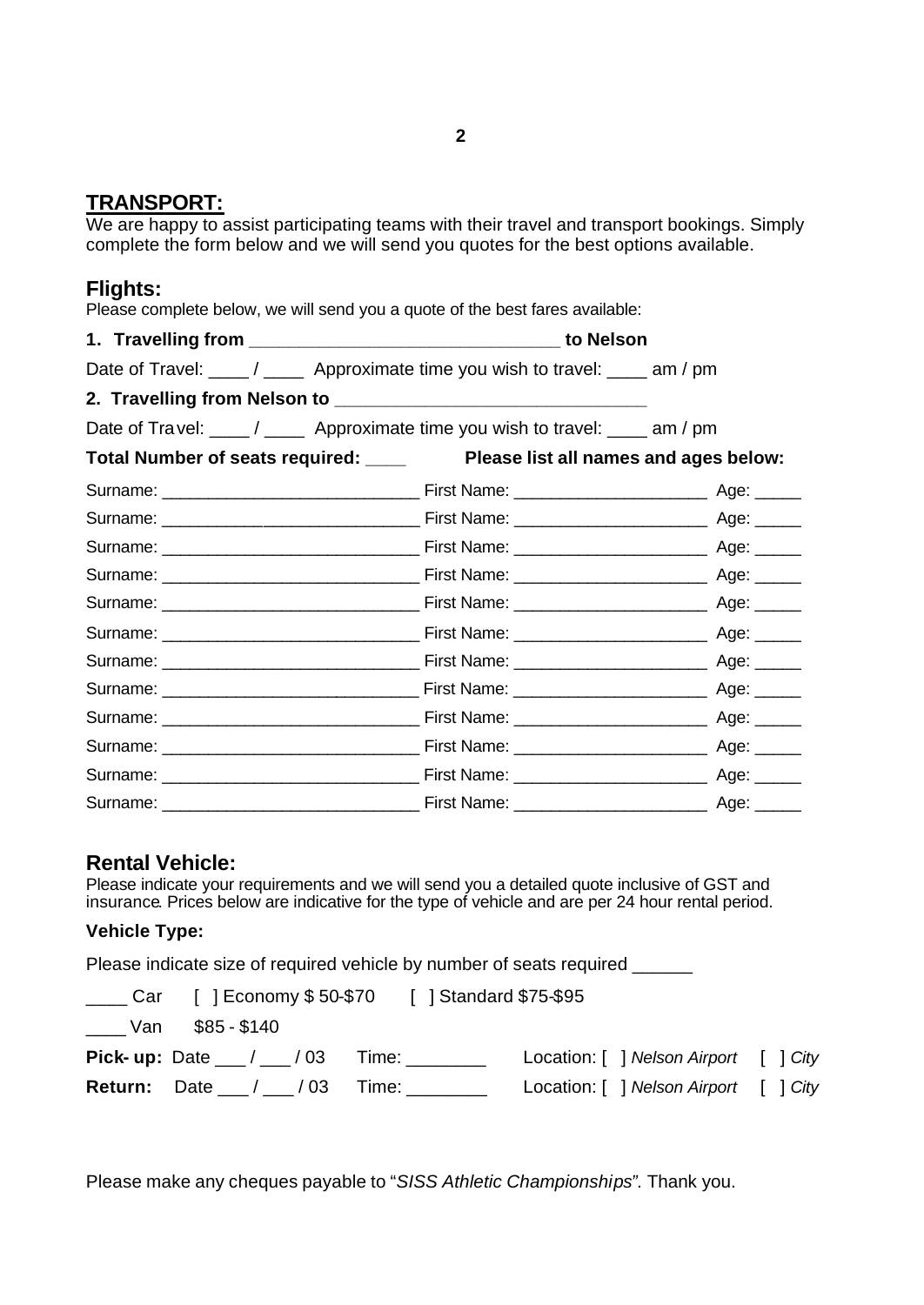## TRANSPORT:

We are happy to assist participating teams with their travel and transport bookings. Simply complete the form below and we will send you quotes for the best options available.

### Flights:

Please complete below, we will send you a quote of the best fares available:

**1. Travelling from _______________________________ to Nelson**

Date of Travel: ____ / ____ Approximate time you wish to travel: ____ am / pm

**2. Travelling from Nelson to _______________________________**

Date of Travel: ____ / ____ Approximate time you wish to travel: ____ am / pm

**Total Number of seats required: ____ Please list all names and ages below:**

Surname: ___________________________ First Name: ____________________ Age: _____

Surname: ___________________________ First Name: ____________________ Age: _____

Surname: ___________________________ First Name: ____________________ Age: _____

Surname: ___________________________ First Name: ____________________ Age: _____

Surname: ___________________________ First Name: ____________________ Age: _____

Surname: ___________________________ First Name: ____________________ Age: _____

Surname: ___________________________ First Name: ____________________ Age: _____

Surname: ___________________________ First Name: ____________________ Age: _____

Surname: ___________________________ First Name: ____________________ Age: _____

Surname: ___________________________ First Name: ____________________ Age: _____

Surname: ___________________________ First Name: ____________________ Age: _____

Surname: ___________________________ First Name: ____________________ Age: _____

### Rental Vehicle:

Please indicate your requirements and we will send you a detailed quote inclusive of GST and insurance. Prices below are indicative for the type of vehicle and are per 24 hour rental period.

**Vehicle Type:**

Please indicate size of required vehicle by number of seats required ______

____ Car [ ] Economy $ 50-$70 [ ] Standard $75-$95

____ Van $85 - $140

**Pick- up:** Date ___ / ___ / 03 Time: ________ Location: [ ] *Nelson Airport* [ ] *City*

**Return:** Date ___ / ___ / 03 Time: ________ Location: [ ] *Nelson Airport* [ ] *City*

Please make any cheques payable to "*SISS Athletic Championships*". Thank you.